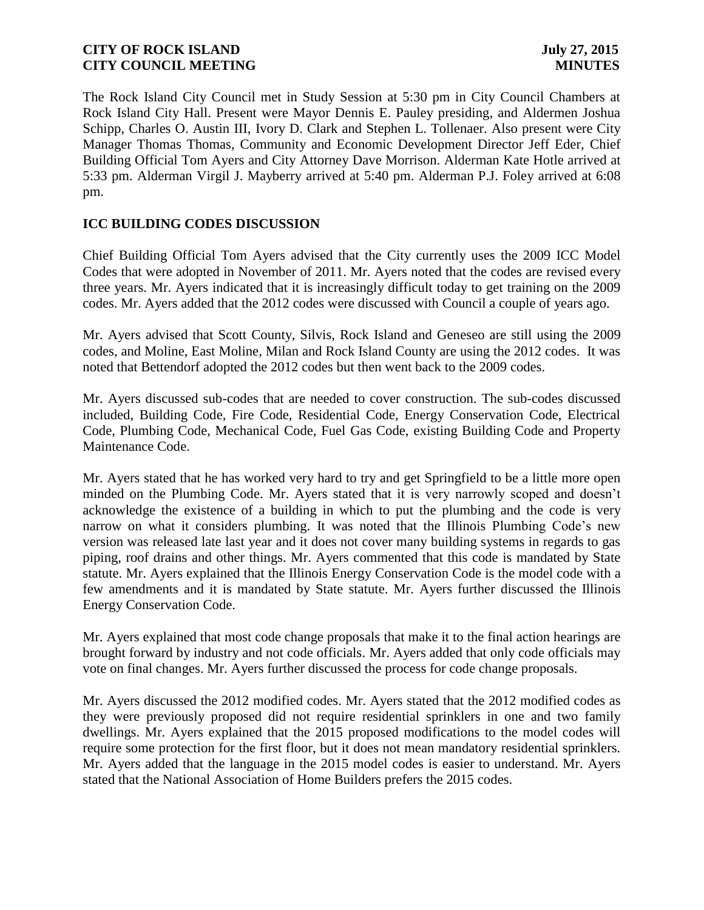The Rock Island City Council met in Study Session at 5:30 pm in City Council Chambers at Rock Island City Hall. Present were Mayor Dennis E. Pauley presiding, and Aldermen Joshua Schipp, Charles O. Austin III, Ivory D. Clark and Stephen L. Tollenaer. Also present were City Manager Thomas Thomas, Community and Economic Development Director Jeff Eder, Chief Building Official Tom Ayers and City Attorney Dave Morrison. Alderman Kate Hotle arrived at 5:33 pm. Alderman Virgil J. Mayberry arrived at 5:40 pm. Alderman P.J. Foley arrived at 6:08 pm.

## ICC BUILDING CODES DISCUSSION

Chief Building Official Tom Ayers advised that the City currently uses the 2009 ICC Model Codes that were adopted in November of 2011. Mr. Ayers noted that the codes are revised every three years. Mr. Ayers indicated that it is increasingly difficult today to get training on the 2009 codes. Mr. Ayers added that the 2012 codes were discussed with Council a couple of years ago.

Mr. Ayers advised that Scott County, Silvis, Rock Island and Geneseo are still using the 2009 codes, and Moline, East Moline, Milan and Rock Island County are using the 2012 codes. It was noted that Bettendorf adopted the 2012 codes but then went back to the 2009 codes.

Mr. Ayers discussed sub-codes that are needed to cover construction. The sub-codes discussed included, Building Code, Fire Code, Residential Code, Energy Conservation Code, Electrical Code, Plumbing Code, Mechanical Code, Fuel Gas Code, existing Building Code and Property Maintenance Code.

Mr. Ayers stated that he has worked very hard to try and get Springfield to be a little more open minded on the Plumbing Code. Mr. Ayers stated that it is very narrowly scoped and doesn't acknowledge the existence of a building in which to put the plumbing and the code is very narrow on what it considers plumbing. It was noted that the Illinois Plumbing Code's new version was released late last year and it does not cover many building systems in regards to gas piping, roof drains and other things. Mr. Ayers commented that this code is mandated by State statute. Mr. Ayers explained that the Illinois Energy Conservation Code is the model code with a few amendments and it is mandated by State statute. Mr. Ayers further discussed the Illinois Energy Conservation Code.

Mr. Ayers explained that most code change proposals that make it to the final action hearings are brought forward by industry and not code officials. Mr. Ayers added that only code officials may vote on final changes. Mr. Ayers further discussed the process for code change proposals.

Mr. Ayers discussed the 2012 modified codes. Mr. Ayers stated that the 2012 modified codes as they were previously proposed did not require residential sprinklers in one and two family dwellings. Mr. Ayers explained that the 2015 proposed modifications to the model codes will require some protection for the first floor, but it does not mean mandatory residential sprinklers. Mr. Ayers added that the language in the 2015 model codes is easier to understand. Mr. Ayers stated that the National Association of Home Builders prefers the 2015 codes.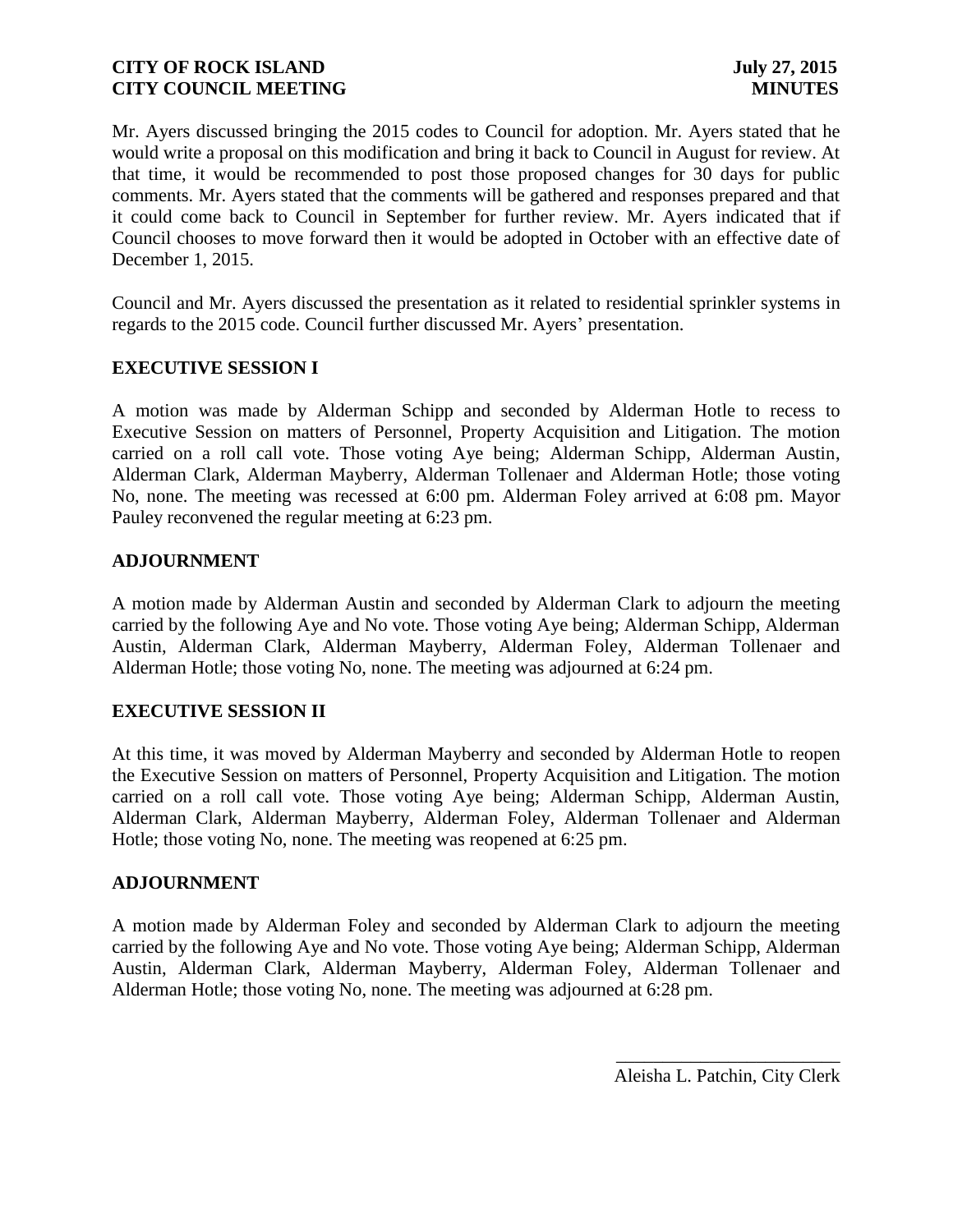Mr. Ayers discussed bringing the 2015 codes to Council for adoption. Mr. Ayers stated that he would write a proposal on this modification and bring it back to Council in August for review. At that time, it would be recommended to post those proposed changes for 30 days for public comments. Mr. Ayers stated that the comments will be gathered and responses prepared and that it could come back to Council in September for further review. Mr. Ayers indicated that if Council chooses to move forward then it would be adopted in October with an effective date of December 1, 2015.

Council and Mr. Ayers discussed the presentation as it related to residential sprinkler systems in regards to the 2015 code. Council further discussed Mr. Ayers' presentation.

## EXECUTIVE SESSION I

A motion was made by Alderman Schipp and seconded by Alderman Hotle to recess to Executive Session on matters of Personnel, Property Acquisition and Litigation. The motion carried on a roll call vote. Those voting Aye being; Alderman Schipp, Alderman Austin, Alderman Clark, Alderman Mayberry, Alderman Tollenaer and Alderman Hotle; those voting No, none. The meeting was recessed at 6:00 pm. Alderman Foley arrived at 6:08 pm. Mayor Pauley reconvened the regular meeting at 6:23 pm.

## ADJOURNMENT

A motion made by Alderman Austin and seconded by Alderman Clark to adjourn the meeting carried by the following Aye and No vote. Those voting Aye being; Alderman Schipp, Alderman Austin, Alderman Clark, Alderman Mayberry, Alderman Foley, Alderman Tollenaer and Alderman Hotle; those voting No, none. The meeting was adjourned at 6:24 pm.

## EXECUTIVE SESSION II

At this time, it was moved by Alderman Mayberry and seconded by Alderman Hotle to reopen the Executive Session on matters of Personnel, Property Acquisition and Litigation. The motion carried on a roll call vote. Those voting Aye being; Alderman Schipp, Alderman Austin, Alderman Clark, Alderman Mayberry, Alderman Foley, Alderman Tollenaer and Alderman Hotle; those voting No, none. The meeting was reopened at 6:25 pm.

## ADJOURNMENT

A motion made by Alderman Foley and seconded by Alderman Clark to adjourn the meeting carried by the following Aye and No vote. Those voting Aye being; Alderman Schipp, Alderman Austin, Alderman Clark, Alderman Mayberry, Alderman Foley, Alderman Tollenaer and Alderman Hotle; those voting No, none. The meeting was adjourned at 6:28 pm.

\_\_\_\_\_\_\_\_\_\_\_\_\_\_\_\_\_\_\_\_\_\_\_\_\_\_

Aleisha L. Patchin, City Clerk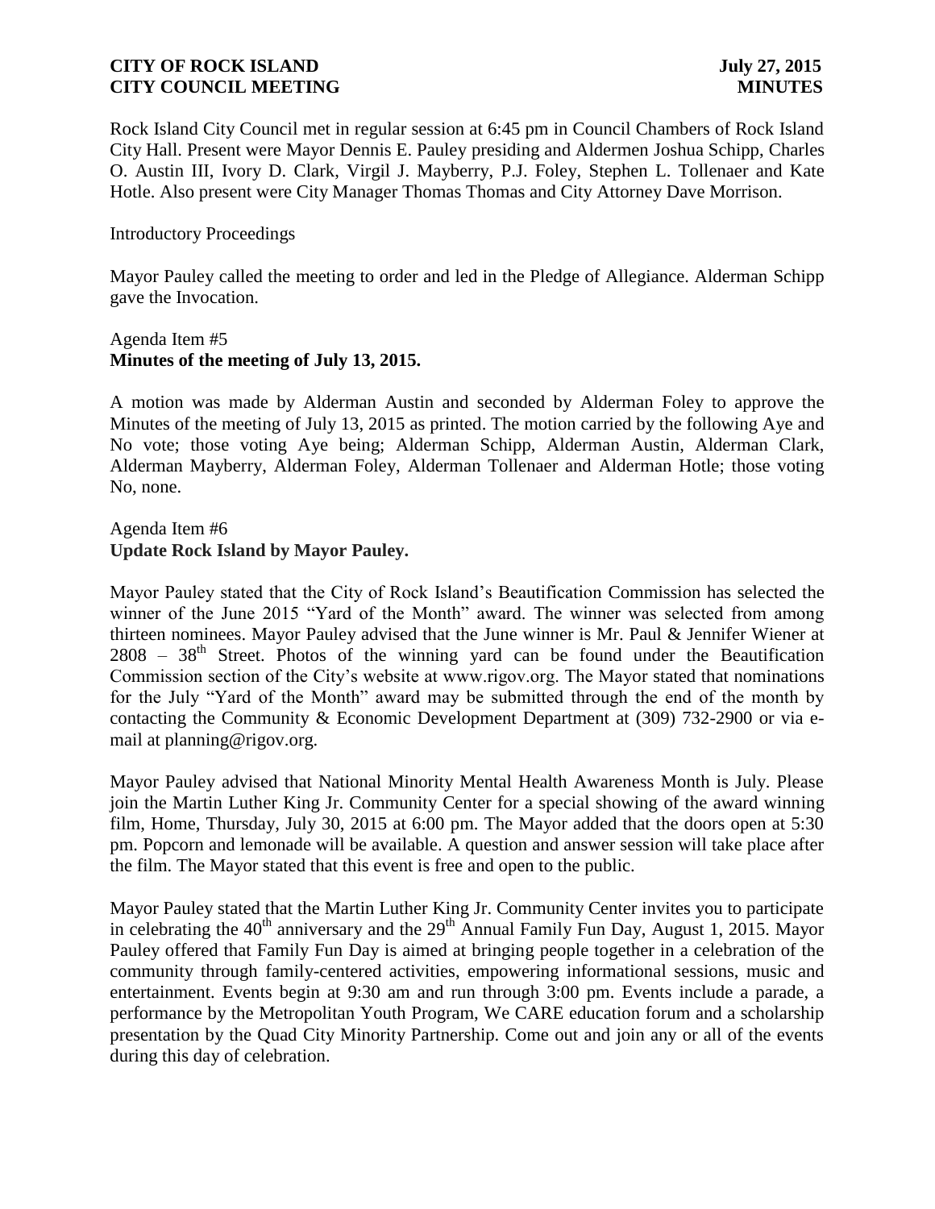Rock Island City Council met in regular session at 6:45 pm in Council Chambers of Rock Island City Hall. Present were Mayor Dennis E. Pauley presiding and Aldermen Joshua Schipp, Charles O. Austin III, Ivory D. Clark, Virgil J. Mayberry, P.J. Foley, Stephen L. Tollenaer and Kate Hotle. Also present were City Manager Thomas Thomas and City Attorney Dave Morrison.

Introductory Proceedings

Mayor Pauley called the meeting to order and led in the Pledge of Allegiance. Alderman Schipp gave the Invocation.

Agenda Item #5
**Minutes of the meeting of July 13, 2015.**

A motion was made by Alderman Austin and seconded by Alderman Foley to approve the Minutes of the meeting of July 13, 2015 as printed. The motion carried by the following Aye and No vote; those voting Aye being; Alderman Schipp, Alderman Austin, Alderman Clark, Alderman Mayberry, Alderman Foley, Alderman Tollenaer and Alderman Hotle; those voting No, none.

Agenda Item #6
**Update Rock Island by Mayor Pauley.**

Mayor Pauley stated that the City of Rock Island's Beautification Commission has selected the winner of the June 2015 "Yard of the Month" award. The winner was selected from among thirteen nominees. Mayor Pauley advised that the June winner is Mr. Paul & Jennifer Wiener at 2808 – 38th Street. Photos of the winning yard can be found under the Beautification Commission section of the City's website at www.rigov.org. The Mayor stated that nominations for the July "Yard of the Month" award may be submitted through the end of the month by contacting the Community & Economic Development Department at (309) 732-2900 or via e-mail at planning@rigov.org.

Mayor Pauley advised that National Minority Mental Health Awareness Month is July. Please join the Martin Luther King Jr. Community Center for a special showing of the award winning film, Home, Thursday, July 30, 2015 at 6:00 pm. The Mayor added that the doors open at 5:30 pm. Popcorn and lemonade will be available. A question and answer session will take place after the film. The Mayor stated that this event is free and open to the public.

Mayor Pauley stated that the Martin Luther King Jr. Community Center invites you to participate in celebrating the 40th anniversary and the 29th Annual Family Fun Day, August 1, 2015. Mayor Pauley offered that Family Fun Day is aimed at bringing people together in a celebration of the community through family-centered activities, empowering informational sessions, music and entertainment. Events begin at 9:30 am and run through 3:00 pm. Events include a parade, a performance by the Metropolitan Youth Program, We CARE education forum and a scholarship presentation by the Quad City Minority Partnership. Come out and join any or all of the events during this day of celebration.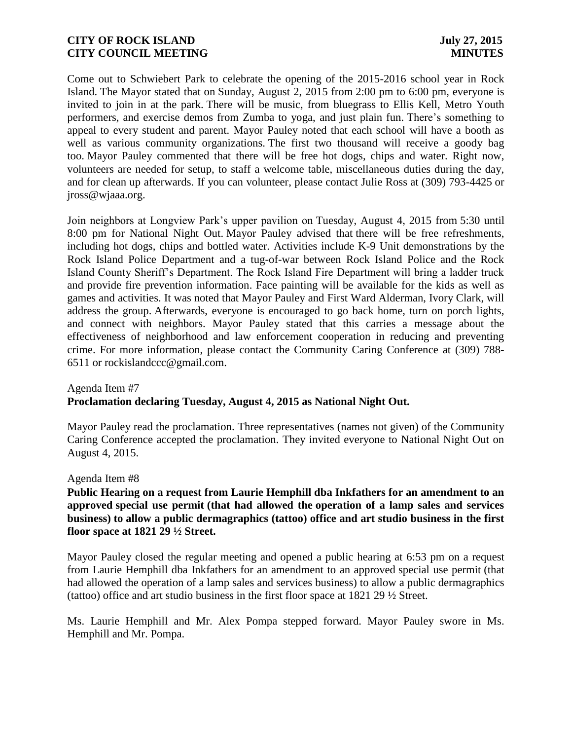Come out to Schwiebert Park to celebrate the opening of the 2015-2016 school year in Rock Island. The Mayor stated that on Sunday, August 2, 2015 from 2:00 pm to 6:00 pm, everyone is invited to join in at the park. There will be music, from bluegrass to Ellis Kell, Metro Youth performers, and exercise demos from Zumba to yoga, and just plain fun. There's something to appeal to every student and parent. Mayor Pauley noted that each school will have a booth as well as various community organizations. The first two thousand will receive a goody bag too. Mayor Pauley commented that there will be free hot dogs, chips and water. Right now, volunteers are needed for setup, to staff a welcome table, miscellaneous duties during the day, and for clean up afterwards. If you can volunteer, please contact Julie Ross at (309) 793-4425 or jross@wjaaa.org.

Join neighbors at Longview Park's upper pavilion on Tuesday, August 4, 2015 from 5:30 until 8:00 pm for National Night Out. Mayor Pauley advised that there will be free refreshments, including hot dogs, chips and bottled water. Activities include K-9 Unit demonstrations by the Rock Island Police Department and a tug-of-war between Rock Island Police and the Rock Island County Sheriff's Department. The Rock Island Fire Department will bring a ladder truck and provide fire prevention information. Face painting will be available for the kids as well as games and activities. It was noted that Mayor Pauley and First Ward Alderman, Ivory Clark, will address the group. Afterwards, everyone is encouraged to go back home, turn on porch lights, and connect with neighbors. Mayor Pauley stated that this carries a message about the effectiveness of neighborhood and law enforcement cooperation in reducing and preventing crime. For more information, please contact the Community Caring Conference at (309) 788-6511 or rockislandccc@gmail.com.

Agenda Item #7
**Proclamation declaring Tuesday, August 4, 2015 as National Night Out.**

Mayor Pauley read the proclamation. Three representatives (names not given) of the Community Caring Conference accepted the proclamation. They invited everyone to National Night Out on August 4, 2015.

Agenda Item #8
**Public Hearing on a request from Laurie Hemphill dba Inkfathers for an amendment to an approved special use permit (that had allowed the operation of a lamp sales and services business) to allow a public dermagraphics (tattoo) office and art studio business in the first floor space at 1821 29 ½ Street.**

Mayor Pauley closed the regular meeting and opened a public hearing at 6:53 pm on a request from Laurie Hemphill dba Inkfathers for an amendment to an approved special use permit (that had allowed the operation of a lamp sales and services business) to allow a public dermagraphics (tattoo) office and art studio business in the first floor space at 1821 29 ½ Street.

Ms. Laurie Hemphill and Mr. Alex Pompa stepped forward. Mayor Pauley swore in Ms. Hemphill and Mr. Pompa.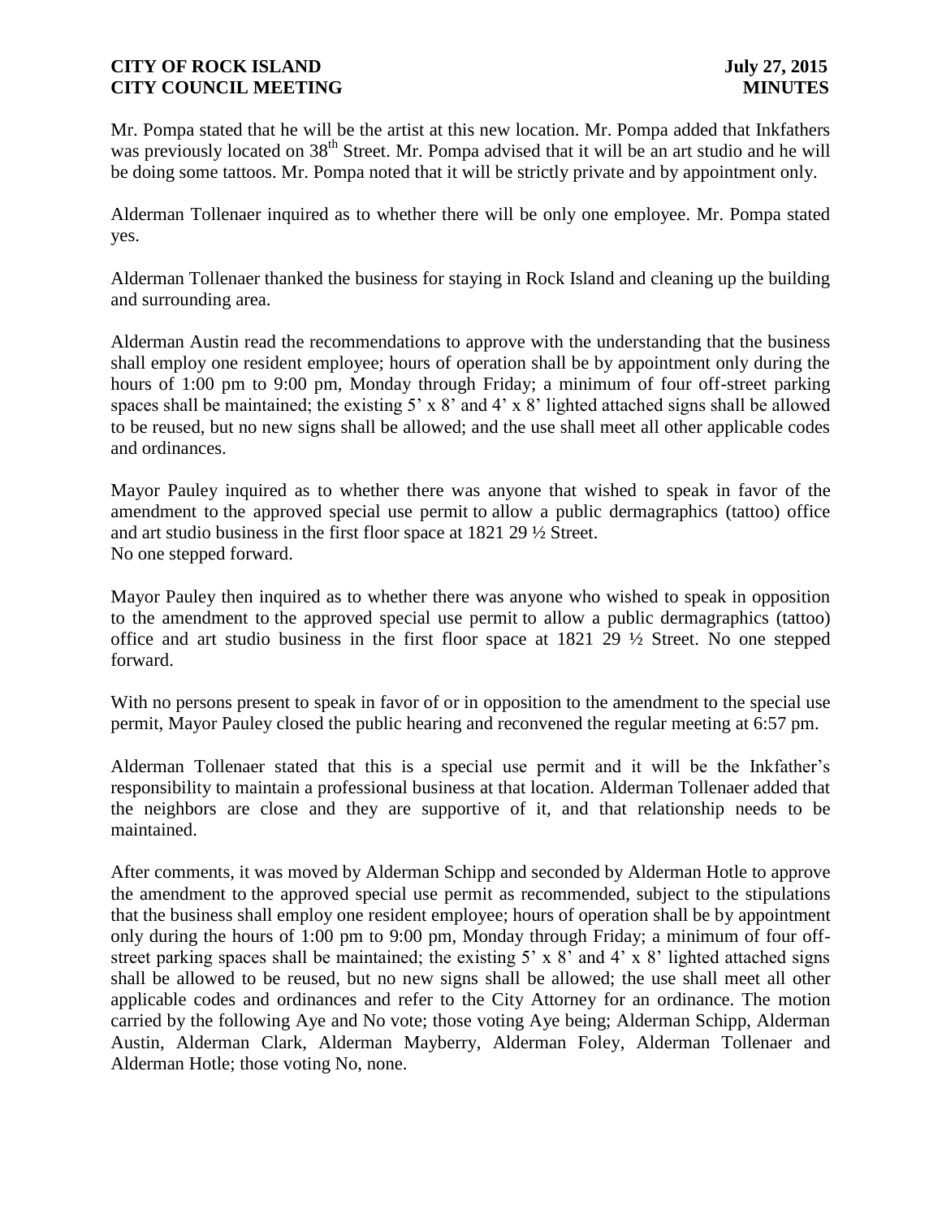Mr. Pompa stated that he will be the artist at this new location. Mr. Pompa added that Inkfathers was previously located on 38th Street. Mr. Pompa advised that it will be an art studio and he will be doing some tattoos. Mr. Pompa noted that it will be strictly private and by appointment only.

Alderman Tollenaer inquired as to whether there will be only one employee. Mr. Pompa stated yes.

Alderman Tollenaer thanked the business for staying in Rock Island and cleaning up the building and surrounding area.

Alderman Austin read the recommendations to approve with the understanding that the business shall employ one resident employee; hours of operation shall be by appointment only during the hours of 1:00 pm to 9:00 pm, Monday through Friday; a minimum of four off-street parking spaces shall be maintained; the existing 5' x 8' and 4' x 8' lighted attached signs shall be allowed to be reused, but no new signs shall be allowed; and the use shall meet all other applicable codes and ordinances.

Mayor Pauley inquired as to whether there was anyone that wished to speak in favor of the amendment to the approved special use permit to allow a public dermagraphics (tattoo) office and art studio business in the first floor space at 1821 29 ½ Street.
No one stepped forward.

Mayor Pauley then inquired as to whether there was anyone who wished to speak in opposition to the amendment to the approved special use permit to allow a public dermagraphics (tattoo) office and art studio business in the first floor space at 1821 29 ½ Street. No one stepped forward.

With no persons present to speak in favor of or in opposition to the amendment to the special use permit, Mayor Pauley closed the public hearing and reconvened the regular meeting at 6:57 pm.

Alderman Tollenaer stated that this is a special use permit and it will be the Inkfather's responsibility to maintain a professional business at that location. Alderman Tollenaer added that the neighbors are close and they are supportive of it, and that relationship needs to be maintained.

After comments, it was moved by Alderman Schipp and seconded by Alderman Hotle to approve the amendment to the approved special use permit as recommended, subject to the stipulations that the business shall employ one resident employee; hours of operation shall be by appointment only during the hours of 1:00 pm to 9:00 pm, Monday through Friday; a minimum of four off-street parking spaces shall be maintained; the existing 5' x 8' and 4' x 8' lighted attached signs shall be allowed to be reused, but no new signs shall be allowed; the use shall meet all other applicable codes and ordinances and refer to the City Attorney for an ordinance. The motion carried by the following Aye and No vote; those voting Aye being; Alderman Schipp, Alderman Austin, Alderman Clark, Alderman Mayberry, Alderman Foley, Alderman Tollenaer and Alderman Hotle; those voting No, none.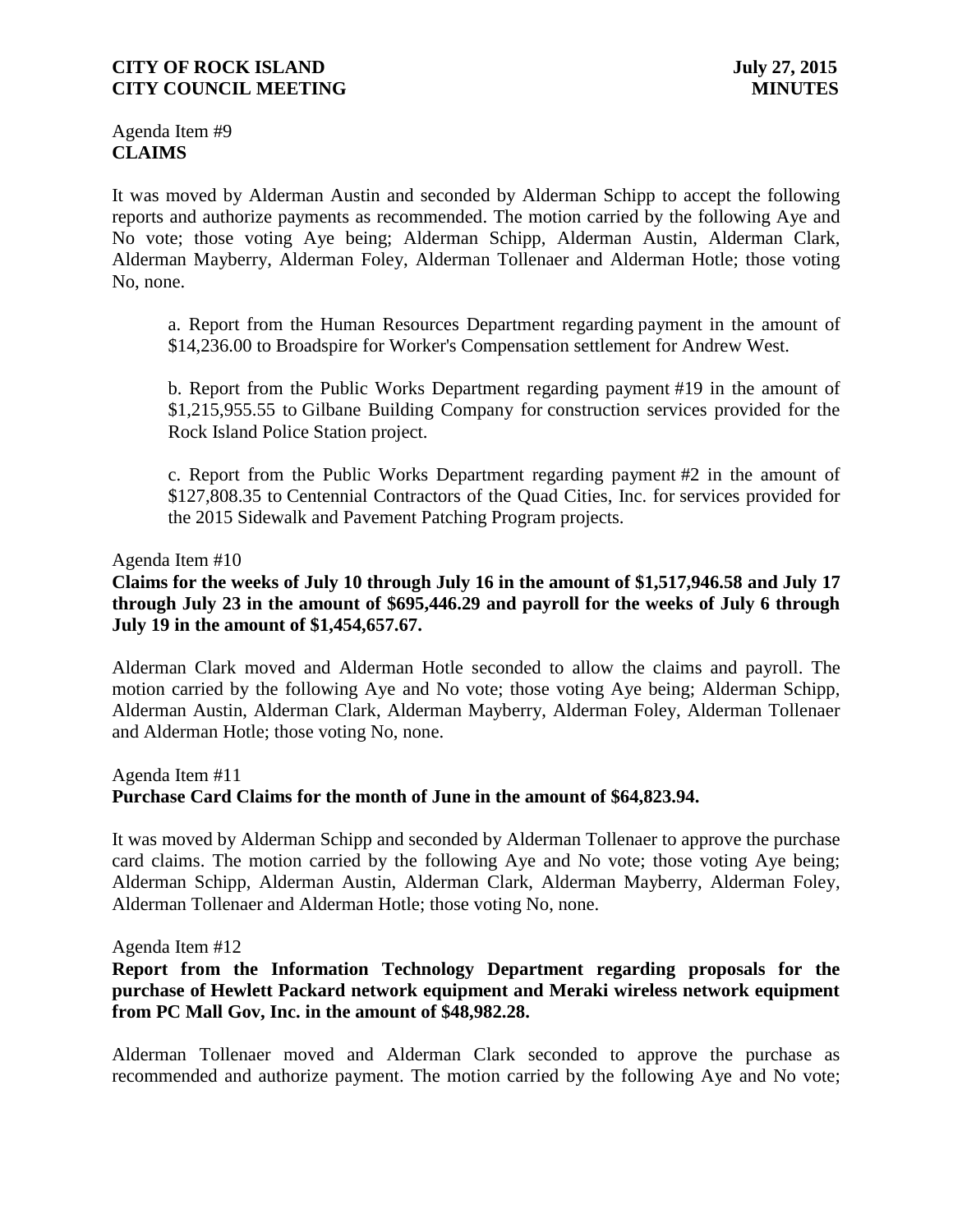Agenda Item #9
**CLAIMS**

It was moved by Alderman Austin and seconded by Alderman Schipp to accept the following reports and authorize payments as recommended. The motion carried by the following Aye and No vote; those voting Aye being; Alderman Schipp, Alderman Austin, Alderman Clark, Alderman Mayberry, Alderman Foley, Alderman Tollenaer and Alderman Hotle; those voting No, none.

a. Report from the Human Resources Department regarding payment in the amount of $14,236.00 to Broadspire for Worker's Compensation settlement for Andrew West.

b. Report from the Public Works Department regarding payment #19 in the amount of $1,215,955.55 to Gilbane Building Company for construction services provided for the Rock Island Police Station project.

c. Report from the Public Works Department regarding payment #2 in the amount of $127,808.35 to Centennial Contractors of the Quad Cities, Inc. for services provided for the 2015 Sidewalk and Pavement Patching Program projects.

Agenda Item #10
**Claims for the weeks of July 10 through July 16 in the amount of $1,517,946.58 and July 17 through July 23 in the amount of $695,446.29 and payroll for the weeks of July 6 through July 19 in the amount of $1,454,657.67.**

Alderman Clark moved and Alderman Hotle seconded to allow the claims and payroll. The motion carried by the following Aye and No vote; those voting Aye being; Alderman Schipp, Alderman Austin, Alderman Clark, Alderman Mayberry, Alderman Foley, Alderman Tollenaer and Alderman Hotle; those voting No, none.

Agenda Item #11
**Purchase Card Claims for the month of June in the amount of $64,823.94.**

It was moved by Alderman Schipp and seconded by Alderman Tollenaer to approve the purchase card claims. The motion carried by the following Aye and No vote; those voting Aye being; Alderman Schipp, Alderman Austin, Alderman Clark, Alderman Mayberry, Alderman Foley, Alderman Tollenaer and Alderman Hotle; those voting No, none.

Agenda Item #12
**Report from the Information Technology Department regarding proposals for the purchase of Hewlett Packard network equipment and Meraki wireless network equipment from PC Mall Gov, Inc. in the amount of $48,982.28.**

Alderman Tollenaer moved and Alderman Clark seconded to approve the purchase as recommended and authorize payment. The motion carried by the following Aye and No vote;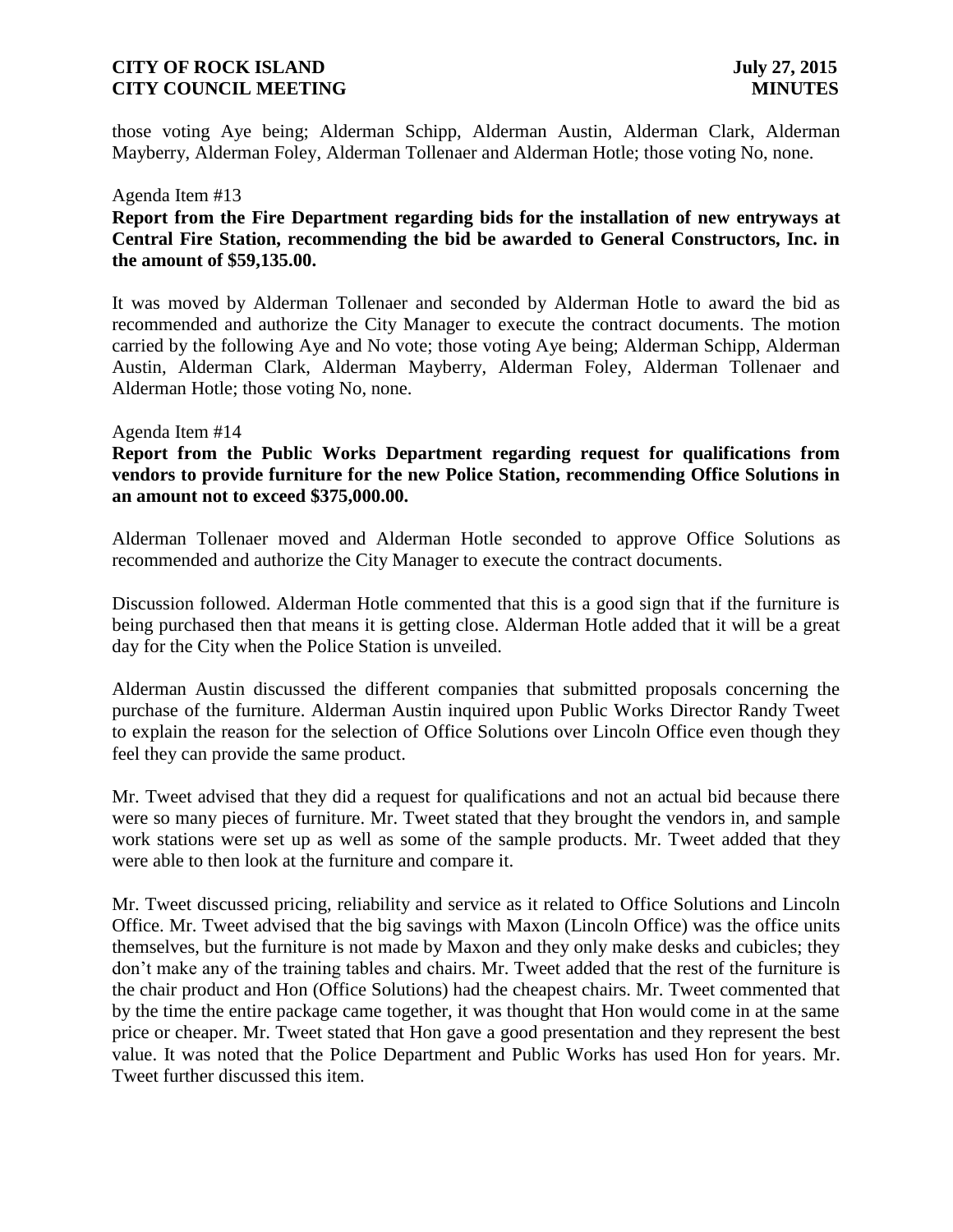those voting Aye being; Alderman Schipp, Alderman Austin, Alderman Clark, Alderman Mayberry, Alderman Foley, Alderman Tollenaer and Alderman Hotle; those voting No, none.

Agenda Item #13

**Report from the Fire Department regarding bids for the installation of new entryways at Central Fire Station, recommending the bid be awarded to General Constructors, Inc. in the amount of $59,135.00.**

It was moved by Alderman Tollenaer and seconded by Alderman Hotle to award the bid as recommended and authorize the City Manager to execute the contract documents. The motion carried by the following Aye and No vote; those voting Aye being; Alderman Schipp, Alderman Austin, Alderman Clark, Alderman Mayberry, Alderman Foley, Alderman Tollenaer and Alderman Hotle; those voting No, none.

Agenda Item #14

**Report from the Public Works Department regarding request for qualifications from vendors to provide furniture for the new Police Station, recommending Office Solutions in an amount not to exceed $375,000.00.**

Alderman Tollenaer moved and Alderman Hotle seconded to approve Office Solutions as recommended and authorize the City Manager to execute the contract documents.

Discussion followed. Alderman Hotle commented that this is a good sign that if the furniture is being purchased then that means it is getting close. Alderman Hotle added that it will be a great day for the City when the Police Station is unveiled.

Alderman Austin discussed the different companies that submitted proposals concerning the purchase of the furniture. Alderman Austin inquired upon Public Works Director Randy Tweet to explain the reason for the selection of Office Solutions over Lincoln Office even though they feel they can provide the same product.

Mr. Tweet advised that they did a request for qualifications and not an actual bid because there were so many pieces of furniture. Mr. Tweet stated that they brought the vendors in, and sample work stations were set up as well as some of the sample products. Mr. Tweet added that they were able to then look at the furniture and compare it.

Mr. Tweet discussed pricing, reliability and service as it related to Office Solutions and Lincoln Office. Mr. Tweet advised that the big savings with Maxon (Lincoln Office) was the office units themselves, but the furniture is not made by Maxon and they only make desks and cubicles; they don't make any of the training tables and chairs. Mr. Tweet added that the rest of the furniture is the chair product and Hon (Office Solutions) had the cheapest chairs. Mr. Tweet commented that by the time the entire package came together, it was thought that Hon would come in at the same price or cheaper. Mr. Tweet stated that Hon gave a good presentation and they represent the best value. It was noted that the Police Department and Public Works has used Hon for years. Mr. Tweet further discussed this item.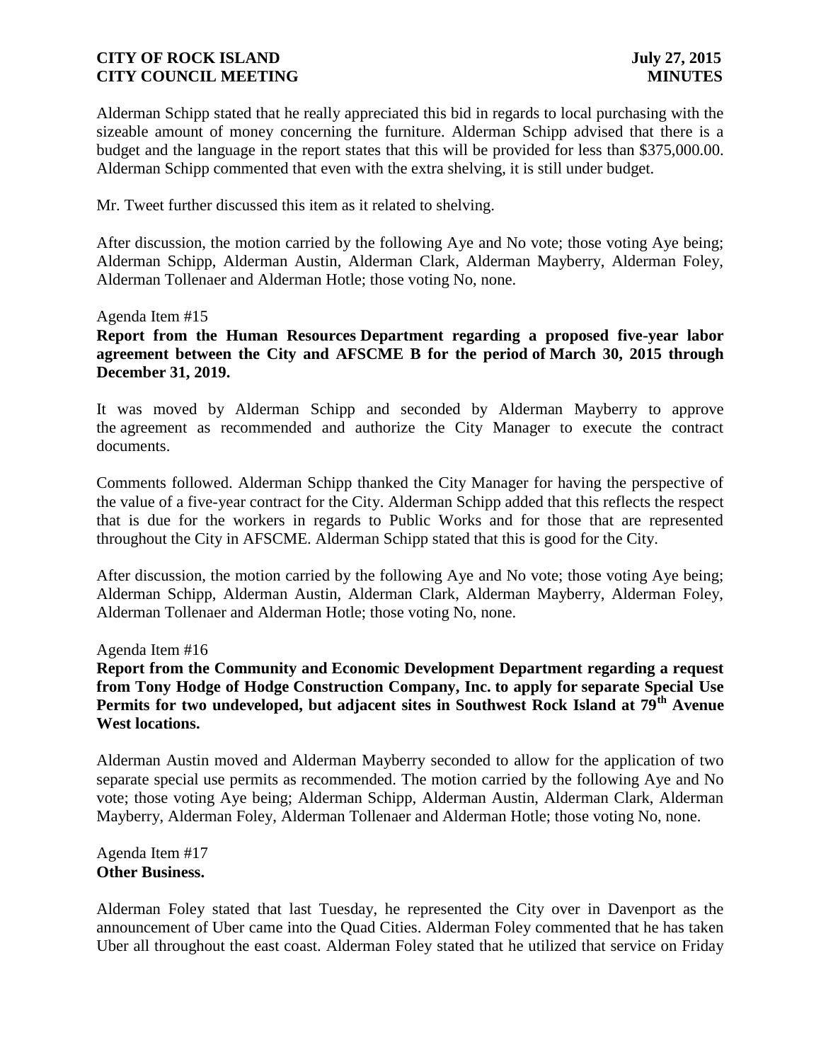Alderman Schipp stated that he really appreciated this bid in regards to local purchasing with the sizeable amount of money concerning the furniture. Alderman Schipp advised that there is a budget and the language in the report states that this will be provided for less than \$375,000.00. Alderman Schipp commented that even with the extra shelving, it is still under budget.

Mr. Tweet further discussed this item as it related to shelving.

After discussion, the motion carried by the following Aye and No vote; those voting Aye being; Alderman Schipp, Alderman Austin, Alderman Clark, Alderman Mayberry, Alderman Foley, Alderman Tollenaer and Alderman Hotle; those voting No, none.

Agenda Item #15

**Report from the Human Resources Department regarding a proposed five-year labor agreement between the City and AFSCME B for the period of March 30, 2015 through December 31, 2019.**

It was moved by Alderman Schipp and seconded by Alderman Mayberry to approve the agreement as recommended and authorize the City Manager to execute the contract documents.

Comments followed. Alderman Schipp thanked the City Manager for having the perspective of the value of a five-year contract for the City. Alderman Schipp added that this reflects the respect that is due for the workers in regards to Public Works and for those that are represented throughout the City in AFSCME. Alderman Schipp stated that this is good for the City.

After discussion, the motion carried by the following Aye and No vote; those voting Aye being; Alderman Schipp, Alderman Austin, Alderman Clark, Alderman Mayberry, Alderman Foley, Alderman Tollenaer and Alderman Hotle; those voting No, none.

Agenda Item #16

**Report from the Community and Economic Development Department regarding a request from Tony Hodge of Hodge Construction Company, Inc. to apply for separate Special Use Permits for two undeveloped, but adjacent sites in Southwest Rock Island at 79th Avenue West locations.**

Alderman Austin moved and Alderman Mayberry seconded to allow for the application of two separate special use permits as recommended. The motion carried by the following Aye and No vote; those voting Aye being; Alderman Schipp, Alderman Austin, Alderman Clark, Alderman Mayberry, Alderman Foley, Alderman Tollenaer and Alderman Hotle; those voting No, none.

Agenda Item #17
**Other Business.**

Alderman Foley stated that last Tuesday, he represented the City over in Davenport as the announcement of Uber came into the Quad Cities. Alderman Foley commented that he has taken Uber all throughout the east coast. Alderman Foley stated that he utilized that service on Friday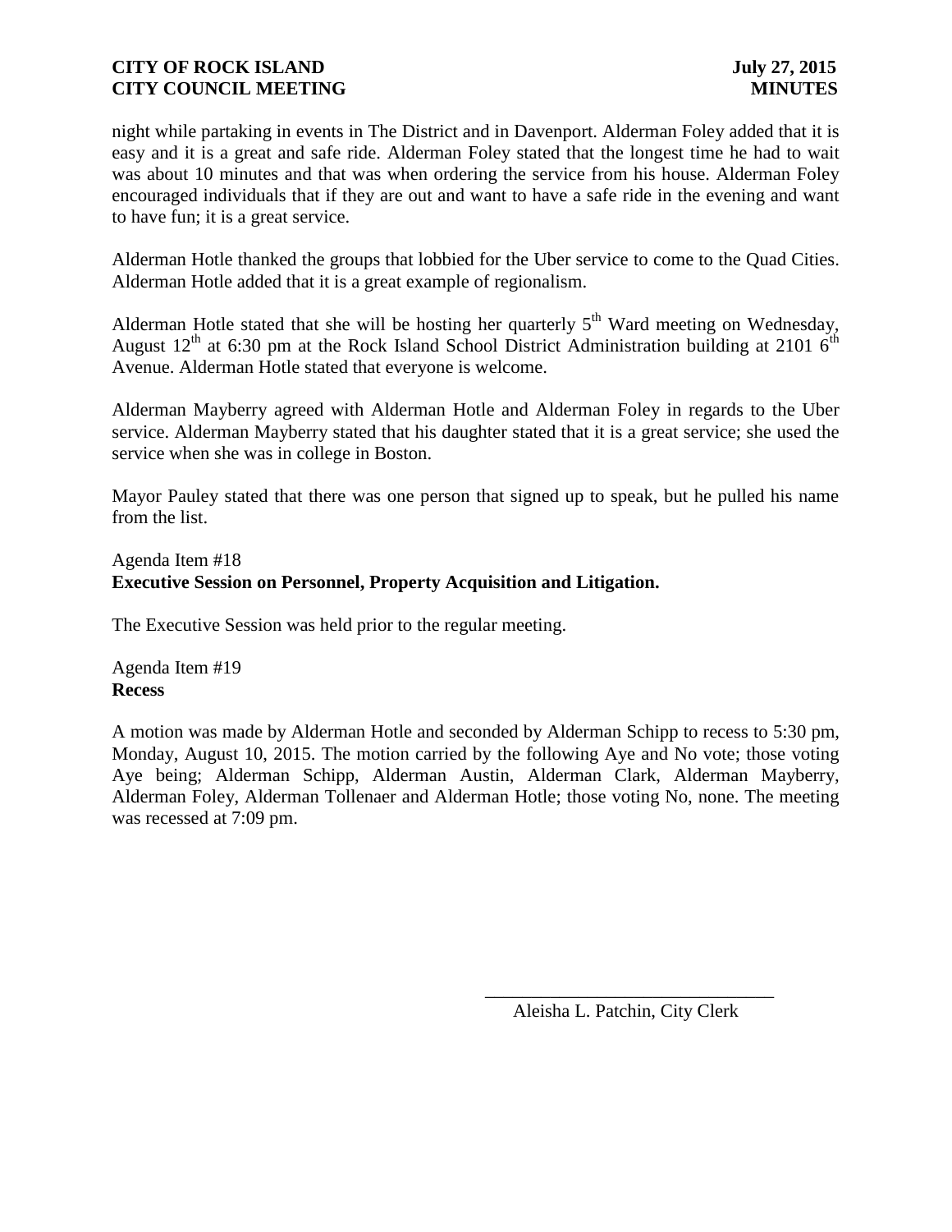night while partaking in events in The District and in Davenport. Alderman Foley added that it is easy and it is a great and safe ride. Alderman Foley stated that the longest time he had to wait was about 10 minutes and that was when ordering the service from his house. Alderman Foley encouraged individuals that if they are out and want to have a safe ride in the evening and want to have fun; it is a great service.

Alderman Hotle thanked the groups that lobbied for the Uber service to come to the Quad Cities. Alderman Hotle added that it is a great example of regionalism.

Alderman Hotle stated that she will be hosting her quarterly 5th Ward meeting on Wednesday, August 12th at 6:30 pm at the Rock Island School District Administration building at 2101 6th Avenue. Alderman Hotle stated that everyone is welcome.

Alderman Mayberry agreed with Alderman Hotle and Alderman Foley in regards to the Uber service. Alderman Mayberry stated that his daughter stated that it is a great service; she used the service when she was in college in Boston.

Mayor Pauley stated that there was one person that signed up to speak, but he pulled his name from the list.

Agenda Item #18
**Executive Session on Personnel, Property Acquisition and Litigation.**

The Executive Session was held prior to the regular meeting.

Agenda Item #19
**Recess**

A motion was made by Alderman Hotle and seconded by Alderman Schipp to recess to 5:30 pm, Monday, August 10, 2015. The motion carried by the following Aye and No vote; those voting Aye being; Alderman Schipp, Alderman Austin, Alderman Clark, Alderman Mayberry, Alderman Foley, Alderman Tollenaer and Alderman Hotle; those voting No, none. The meeting was recessed at 7:09 pm.

\_\_\_\_\_\_\_\_\_\_\_\_\_\_\_\_\_\_\_\_\_\_\_\_\_\_\_\_\_\_\_\_
Aleisha L. Patchin, City Clerk